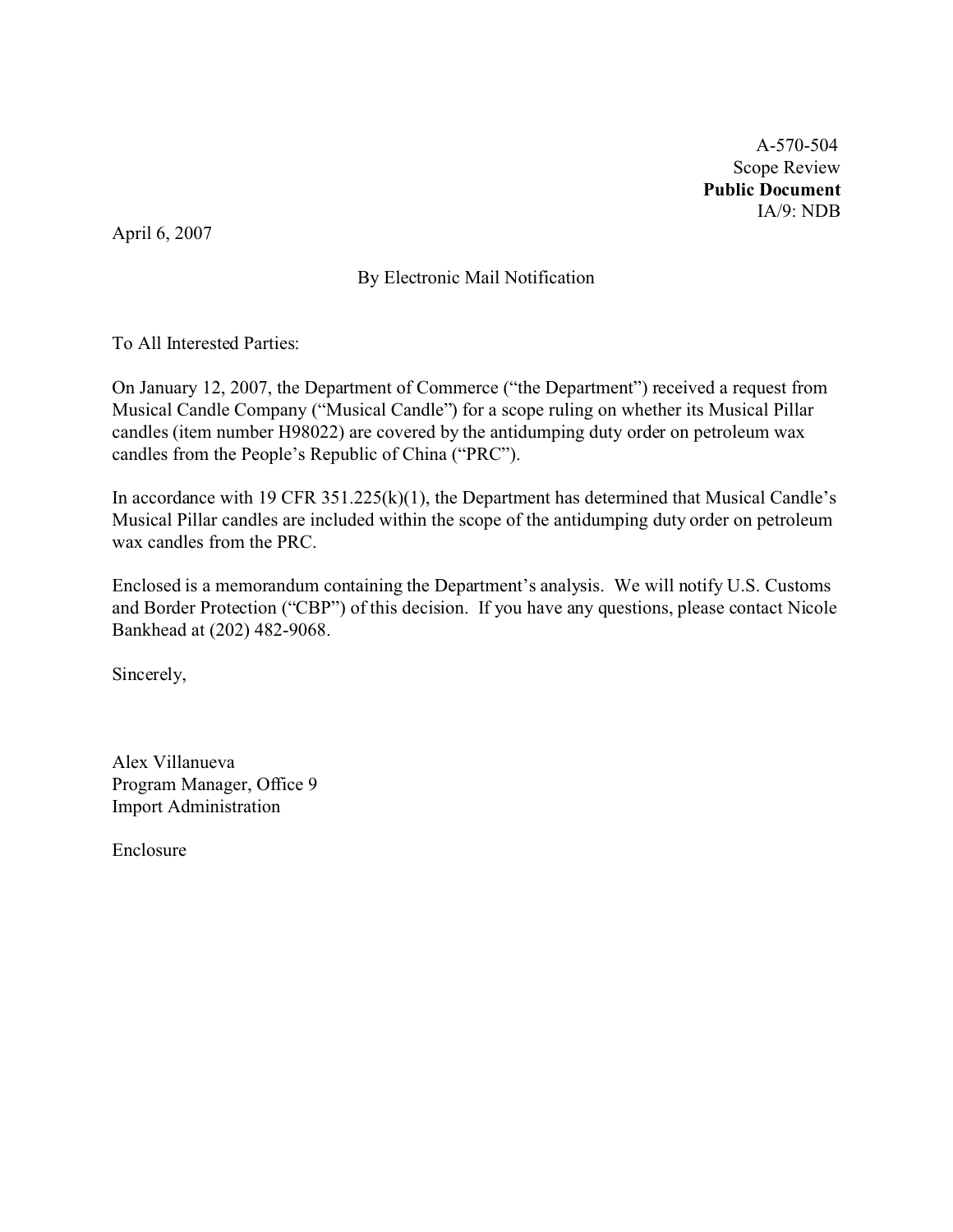A-570-504
Scope Review
**Public Document**
IA/9: NDB

April 6, 2007

By Electronic Mail Notification

To All Interested Parties:

On January 12, 2007, the Department of Commerce ("the Department") received a request from Musical Candle Company ("Musical Candle") for a scope ruling on whether its Musical Pillar candles (item number H98022) are covered by the antidumping duty order on petroleum wax candles from the People's Republic of China ("PRC").

In accordance with 19 CFR 351.225(k)(1), the Department has determined that Musical Candle's Musical Pillar candles are included within the scope of the antidumping duty order on petroleum wax candles from the PRC.

Enclosed is a memorandum containing the Department's analysis. We will notify U.S. Customs and Border Protection ("CBP") of this decision. If you have any questions, please contact Nicole Bankhead at (202) 482-9068.

Sincerely,

Alex Villanueva
Program Manager, Office 9
Import Administration

Enclosure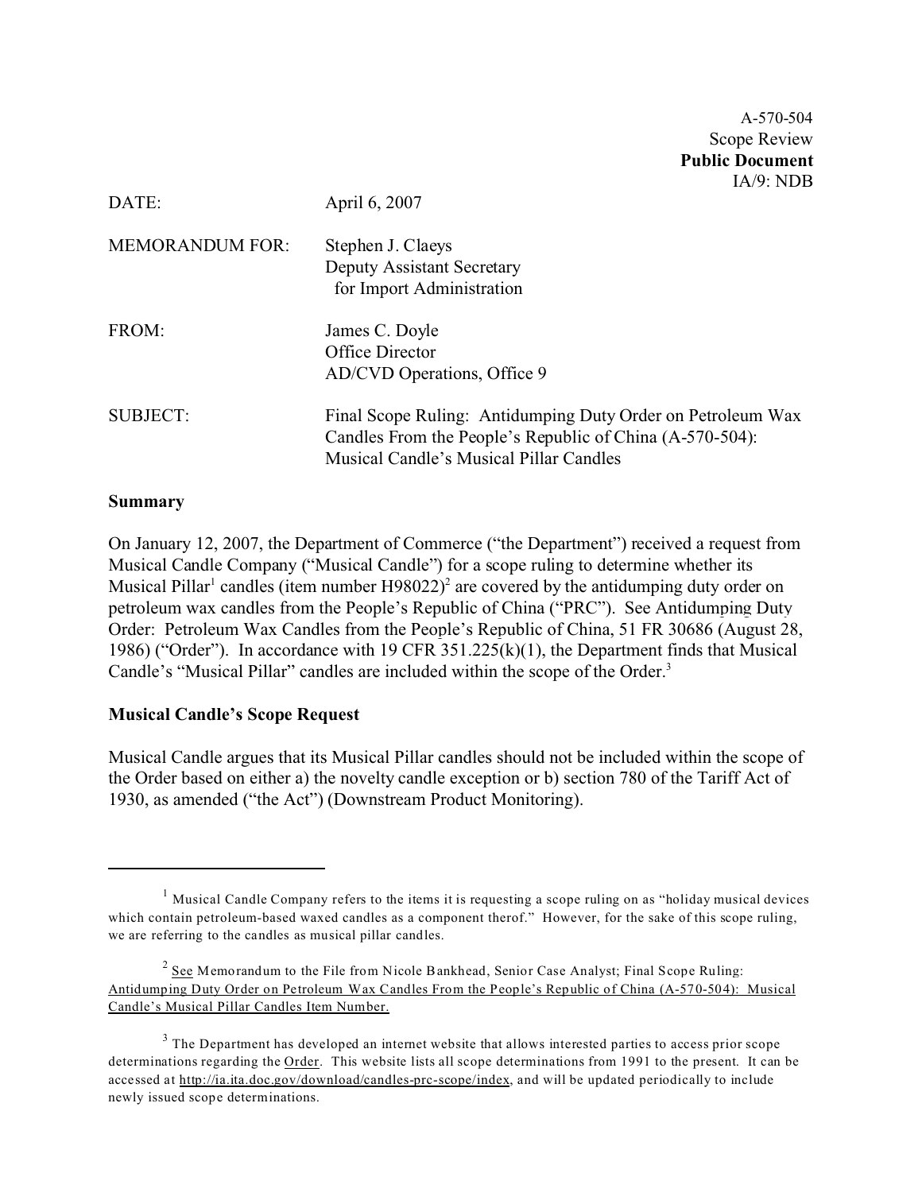A-570-504
Scope Review
**Public Document**
IA/9: NDB

DATE: April 6, 2007

MEMORANDUM FOR: Stephen J. Claeys
Deputy Assistant Secretary
for Import Administration

FROM: James C. Doyle
Office Director
AD/CVD Operations, Office 9

SUBJECT: Final Scope Ruling: Antidumping Duty Order on Petroleum Wax Candles From the People's Republic of China (A-570-504): Musical Candle's Musical Pillar Candles

**Summary**

On January 12, 2007, the Department of Commerce ("the Department") received a request from Musical Candle Company ("Musical Candle") for a scope ruling to determine whether its Musical Pillar[1] candles (item number H98022)[2] are covered by the antidumping duty order on petroleum wax candles from the People's Republic of China ("PRC"). See Antidumping Duty Order: Petroleum Wax Candles from the People's Republic of China, 51 FR 30686 (August 28, 1986) ("Order"). In accordance with 19 CFR 351.225(k)(1), the Department finds that Musical Candle's "Musical Pillar" candles are included within the scope of the Order.[3]

**Musical Candle's Scope Request**

Musical Candle argues that its Musical Pillar candles should not be included within the scope of the Order based on either a) the novelty candle exception or b) section 780 of the Tariff Act of 1930, as amended ("the Act") (Downstream Product Monitoring).

---

[1] Musical Candle Company refers to the items it is requesting a scope ruling on as "holiday musical devices which contain petroleum-based waxed candles as a component therof." However, for the sake of this scope ruling, we are referring to the candles as musical pillar candles.

[2] See Memorandum to the File from Nicole Bankhead, Senior Case Analyst; Final Scope Ruling: Antidumping Duty Order on Petroleum Wax Candles From the People's Republic of China (A-570-504): Musical Candle's Musical Pillar Candles Item Number.

[3] The Department has developed an internet website that allows interested parties to access prior scope determinations regarding the Order. This website lists all scope determinations from 1991 to the present. It can be accessed at http://ia.ita.doc.gov/download/candles-prc-scope/index, and will be updated periodically to include newly issued scope determinations.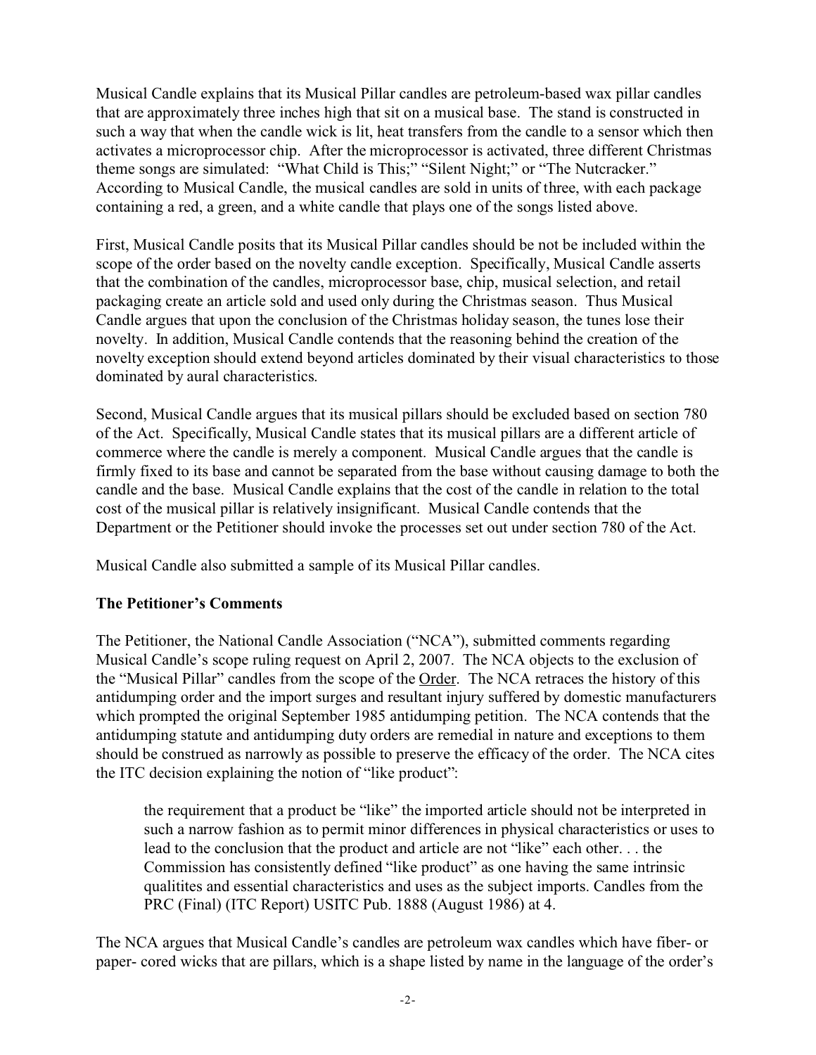Musical Candle explains that its Musical Pillar candles are petroleum-based wax pillar candles that are approximately three inches high that sit on a musical base. The stand is constructed in such a way that when the candle wick is lit, heat transfers from the candle to a sensor which then activates a microprocessor chip. After the microprocessor is activated, three different Christmas theme songs are simulated: "What Child is This;" "Silent Night;" or "The Nutcracker." According to Musical Candle, the musical candles are sold in units of three, with each package containing a red, a green, and a white candle that plays one of the songs listed above.

First, Musical Candle posits that its Musical Pillar candles should be not be included within the scope of the order based on the novelty candle exception. Specifically, Musical Candle asserts that the combination of the candles, microprocessor base, chip, musical selection, and retail packaging create an article sold and used only during the Christmas season. Thus Musical Candle argues that upon the conclusion of the Christmas holiday season, the tunes lose their novelty. In addition, Musical Candle contends that the reasoning behind the creation of the novelty exception should extend beyond articles dominated by their visual characteristics to those dominated by aural characteristics.

Second, Musical Candle argues that its musical pillars should be excluded based on section 780 of the Act. Specifically, Musical Candle states that its musical pillars are a different article of commerce where the candle is merely a component. Musical Candle argues that the candle is firmly fixed to its base and cannot be separated from the base without causing damage to both the candle and the base. Musical Candle explains that the cost of the candle in relation to the total cost of the musical pillar is relatively insignificant. Musical Candle contends that the Department or the Petitioner should invoke the processes set out under section 780 of the Act.

Musical Candle also submitted a sample of its Musical Pillar candles.

**The Petitioner's Comments**

The Petitioner, the National Candle Association ("NCA"), submitted comments regarding Musical Candle's scope ruling request on April 2, 2007. The NCA objects to the exclusion of the "Musical Pillar" candles from the scope of the Order. The NCA retraces the history of this antidumping order and the import surges and resultant injury suffered by domestic manufacturers which prompted the original September 1985 antidumping petition. The NCA contends that the antidumping statute and antidumping duty orders are remedial in nature and exceptions to them should be construed as narrowly as possible to preserve the efficacy of the order. The NCA cites the ITC decision explaining the notion of "like product":

> the requirement that a product be "like" the imported article should not be interpreted in such a narrow fashion as to permit minor differences in physical characteristics or uses to lead to the conclusion that the product and article are not "like" each other. . . the Commission has consistently defined "like product" as one having the same intrinsic qualitites and essential characteristics and uses as the subject imports. Candles from the PRC (Final) (ITC Report) USITC Pub. 1888 (August 1986) at 4.

The NCA argues that Musical Candle's candles are petroleum wax candles which have fiber- or paper- cored wicks that are pillars, which is a shape listed by name in the language of the order's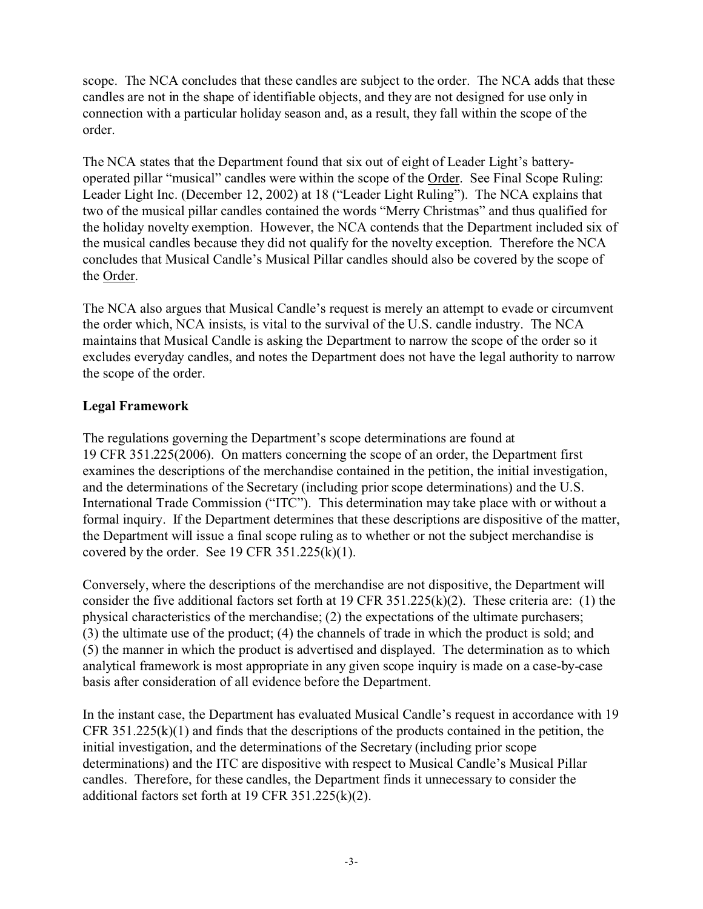scope. The NCA concludes that these candles are subject to the order. The NCA adds that these candles are not in the shape of identifiable objects, and they are not designed for use only in connection with a particular holiday season and, as a result, they fall within the scope of the order.

The NCA states that the Department found that six out of eight of Leader Light's battery-operated pillar "musical" candles were within the scope of the Order. See Final Scope Ruling: Leader Light Inc. (December 12, 2002) at 18 ("Leader Light Ruling"). The NCA explains that two of the musical pillar candles contained the words "Merry Christmas" and thus qualified for the holiday novelty exemption. However, the NCA contends that the Department included six of the musical candles because they did not qualify for the novelty exception. Therefore the NCA concludes that Musical Candle's Musical Pillar candles should also be covered by the scope of the Order.

The NCA also argues that Musical Candle's request is merely an attempt to evade or circumvent the order which, NCA insists, is vital to the survival of the U.S. candle industry. The NCA maintains that Musical Candle is asking the Department to narrow the scope of the order so it excludes everyday candles, and notes the Department does not have the legal authority to narrow the scope of the order.

**Legal Framework**

The regulations governing the Department's scope determinations are found at 19 CFR 351.225(2006). On matters concerning the scope of an order, the Department first examines the descriptions of the merchandise contained in the petition, the initial investigation, and the determinations of the Secretary (including prior scope determinations) and the U.S. International Trade Commission ("ITC"). This determination may take place with or without a formal inquiry. If the Department determines that these descriptions are dispositive of the matter, the Department will issue a final scope ruling as to whether or not the subject merchandise is covered by the order. See 19 CFR 351.225(k)(1).

Conversely, where the descriptions of the merchandise are not dispositive, the Department will consider the five additional factors set forth at 19 CFR 351.225(k)(2). These criteria are: (1) the physical characteristics of the merchandise; (2) the expectations of the ultimate purchasers; (3) the ultimate use of the product; (4) the channels of trade in which the product is sold; and (5) the manner in which the product is advertised and displayed. The determination as to which analytical framework is most appropriate in any given scope inquiry is made on a case-by-case basis after consideration of all evidence before the Department.

In the instant case, the Department has evaluated Musical Candle's request in accordance with 19 CFR 351.225(k)(1) and finds that the descriptions of the products contained in the petition, the initial investigation, and the determinations of the Secretary (including prior scope determinations) and the ITC are dispositive with respect to Musical Candle's Musical Pillar candles. Therefore, for these candles, the Department finds it unnecessary to consider the additional factors set forth at 19 CFR 351.225(k)(2).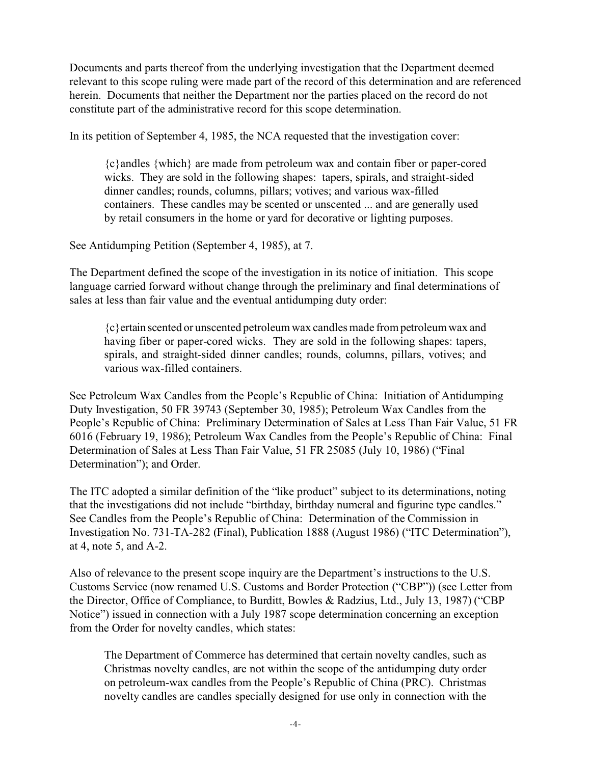Documents and parts thereof from the underlying investigation that the Department deemed relevant to this scope ruling were made part of the record of this determination and are referenced herein. Documents that neither the Department nor the parties placed on the record do not constitute part of the administrative record for this scope determination.

In its petition of September 4, 1985, the NCA requested that the investigation cover:

> {c}andles {which} are made from petroleum wax and contain fiber or paper-cored wicks. They are sold in the following shapes: tapers, spirals, and straight-sided dinner candles; rounds, columns, pillars; votives; and various wax-filled containers. These candles may be scented or unscented ... and are generally used by retail consumers in the home or yard for decorative or lighting purposes.

See Antidumping Petition (September 4, 1985), at 7.

The Department defined the scope of the investigation in its notice of initiation. This scope language carried forward without change through the preliminary and final determinations of sales at less than fair value and the eventual antidumping duty order:

> {c}ertain scented or unscented petroleum wax candles made from petroleum wax and having fiber or paper-cored wicks. They are sold in the following shapes: tapers, spirals, and straight-sided dinner candles; rounds, columns, pillars, votives; and various wax-filled containers.

See Petroleum Wax Candles from the People's Republic of China: Initiation of Antidumping Duty Investigation, 50 FR 39743 (September 30, 1985); Petroleum Wax Candles from the People's Republic of China: Preliminary Determination of Sales at Less Than Fair Value, 51 FR 6016 (February 19, 1986); Petroleum Wax Candles from the People's Republic of China: Final Determination of Sales at Less Than Fair Value, 51 FR 25085 (July 10, 1986) ("Final Determination"); and Order.

The ITC adopted a similar definition of the "like product" subject to its determinations, noting that the investigations did not include "birthday, birthday numeral and figurine type candles." See Candles from the People's Republic of China: Determination of the Commission in Investigation No. 731-TA-282 (Final), Publication 1888 (August 1986) ("ITC Determination"), at 4, note 5, and A-2.

Also of relevance to the present scope inquiry are the Department's instructions to the U.S. Customs Service (now renamed U.S. Customs and Border Protection ("CBP")) (see Letter from the Director, Office of Compliance, to Burditt, Bowles & Radzius, Ltd., July 13, 1987) ("CBP Notice") issued in connection with a July 1987 scope determination concerning an exception from the Order for novelty candles, which states:

> The Department of Commerce has determined that certain novelty candles, such as Christmas novelty candles, are not within the scope of the antidumping duty order on petroleum-wax candles from the People's Republic of China (PRC). Christmas novelty candles are candles specially designed for use only in connection with the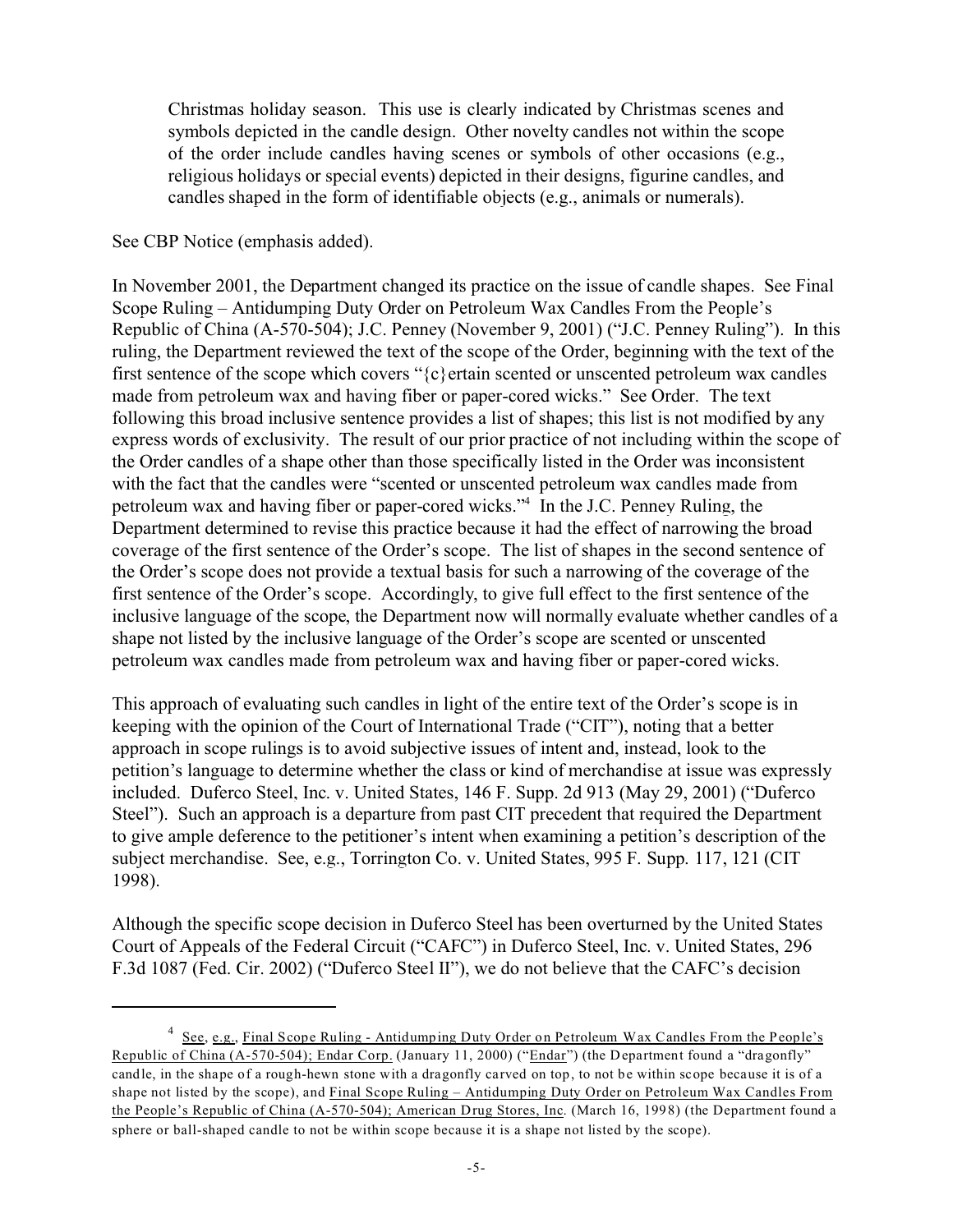> Christmas holiday season. This use is clearly indicated by Christmas scenes and symbols depicted in the candle design. Other novelty candles not within the scope of the order include candles having scenes or symbols of other occasions (e.g., religious holidays or special events) depicted in their designs, figurine candles, and candles shaped in the form of identifiable objects (e.g., animals or numerals).

See CBP Notice (emphasis added).

In November 2001, the Department changed its practice on the issue of candle shapes. See Final Scope Ruling – Antidumping Duty Order on Petroleum Wax Candles From the People's Republic of China (A-570-504); J.C. Penney (November 9, 2001) ("J.C. Penney Ruling"). In this ruling, the Department reviewed the text of the scope of the Order, beginning with the text of the first sentence of the scope which covers "{c}ertain scented or unscented petroleum wax candles made from petroleum wax and having fiber or paper-cored wicks." See Order. The text following this broad inclusive sentence provides a list of shapes; this list is not modified by any express words of exclusivity. The result of our prior practice of not including within the scope of the Order candles of a shape other than those specifically listed in the Order was inconsistent with the fact that the candles were "scented or unscented petroleum wax candles made from petroleum wax and having fiber or paper-cored wicks."[4] In the J.C. Penney Ruling, the Department determined to revise this practice because it had the effect of narrowing the broad coverage of the first sentence of the Order's scope. The list of shapes in the second sentence of the Order's scope does not provide a textual basis for such a narrowing of the coverage of the first sentence of the Order's scope. Accordingly, to give full effect to the first sentence of the inclusive language of the scope, the Department now will normally evaluate whether candles of a shape not listed by the inclusive language of the Order's scope are scented or unscented petroleum wax candles made from petroleum wax and having fiber or paper-cored wicks.

This approach of evaluating such candles in light of the entire text of the Order's scope is in keeping with the opinion of the Court of International Trade ("CIT"), noting that a better approach in scope rulings is to avoid subjective issues of intent and, instead, look to the petition's language to determine whether the class or kind of merchandise at issue was expressly included. Duferco Steel, Inc. v. United States, 146 F. Supp. 2d 913 (May 29, 2001) ("Duferco Steel"). Such an approach is a departure from past CIT precedent that required the Department to give ample deference to the petitioner's intent when examining a petition's description of the subject merchandise. See, e.g., Torrington Co. v. United States, 995 F. Supp. 117, 121 (CIT 1998).

Although the specific scope decision in Duferco Steel has been overturned by the United States Court of Appeals of the Federal Circuit ("CAFC") in Duferco Steel, Inc. v. United States, 296 F.3d 1087 (Fed. Cir. 2002) ("Duferco Steel II"), we do not believe that the CAFC's decision

---

[4] See, e.g., Final Scope Ruling - Antidumping Duty Order on Petroleum Wax Candles From the People's Republic of China (A-570-504); Endar Corp. (January 11, 2000) ("Endar") (the Department found a "dragonfly" candle, in the shape of a rough-hewn stone with a dragonfly carved on top, to not be within scope because it is of a shape not listed by the scope), and Final Scope Ruling – Antidumping Duty Order on Petroleum Wax Candles From the People's Republic of China (A-570-504); American Drug Stores, Inc. (March 16, 1998) (the Department found a sphere or ball-shaped candle to not be within scope because it is a shape not listed by the scope).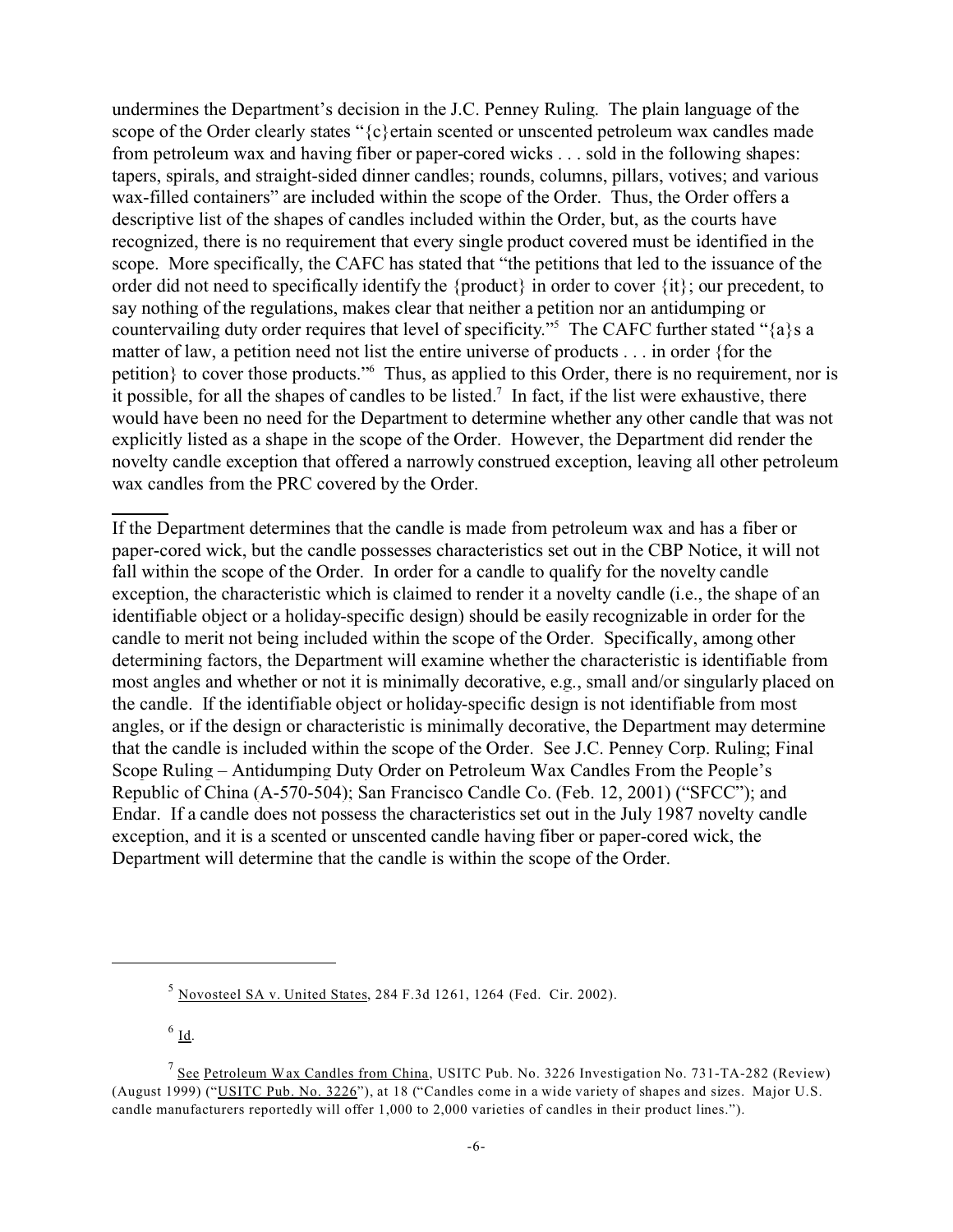undermines the Department's decision in the J.C. Penney Ruling. The plain language of the scope of the Order clearly states "{c}ertain scented or unscented petroleum wax candles made from petroleum wax and having fiber or paper-cored wicks . . . sold in the following shapes: tapers, spirals, and straight-sided dinner candles; rounds, columns, pillars, votives; and various wax-filled containers" are included within the scope of the Order. Thus, the Order offers a descriptive list of the shapes of candles included within the Order, but, as the courts have recognized, there is no requirement that every single product covered must be identified in the scope. More specifically, the CAFC has stated that "the petitions that led to the issuance of the order did not need to specifically identify the {product} in order to cover {it}; our precedent, to say nothing of the regulations, makes clear that neither a petition nor an antidumping or countervailing duty order requires that level of specificity."[5] The CAFC further stated "{a}s a matter of law, a petition need not list the entire universe of products . . . in order {for the petition} to cover those products."[6] Thus, as applied to this Order, there is no requirement, nor is it possible, for all the shapes of candles to be listed.[7] In fact, if the list were exhaustive, there would have been no need for the Department to determine whether any other candle that was not explicitly listed as a shape in the scope of the Order. However, the Department did render the novelty candle exception that offered a narrowly construed exception, leaving all other petroleum wax candles from the PRC covered by the Order.

If the Department determines that the candle is made from petroleum wax and has a fiber or paper-cored wick, but the candle possesses characteristics set out in the CBP Notice, it will not fall within the scope of the Order. In order for a candle to qualify for the novelty candle exception, the characteristic which is claimed to render it a novelty candle (i.e., the shape of an identifiable object or a holiday-specific design) should be easily recognizable in order for the candle to merit not being included within the scope of the Order. Specifically, among other determining factors, the Department will examine whether the characteristic is identifiable from most angles and whether or not it is minimally decorative, e.g., small and/or singularly placed on the candle. If the identifiable object or holiday-specific design is not identifiable from most angles, or if the design or characteristic is minimally decorative, the Department may determine that the candle is included within the scope of the Order. See J.C. Penney Corp. Ruling; Final Scope Ruling – Antidumping Duty Order on Petroleum Wax Candles From the People's Republic of China (A-570-504); San Francisco Candle Co. (Feb. 12, 2001) ("SFCC"); and Endar. If a candle does not possess the characteristics set out in the July 1987 novelty candle exception, and it is a scented or unscented candle having fiber or paper-cored wick, the Department will determine that the candle is within the scope of the Order.

---

[5] Novosteel SA v. United States, 284 F.3d 1261, 1264 (Fed. Cir. 2002).

[6] Id.

[7] See Petroleum Wax Candles from China, USITC Pub. No. 3226 Investigation No. 731-TA-282 (Review) (August 1999) ("USITC Pub. No. 3226"), at 18 ("Candles come in a wide variety of shapes and sizes. Major U.S. candle manufacturers reportedly will offer 1,000 to 2,000 varieties of candles in their product lines.").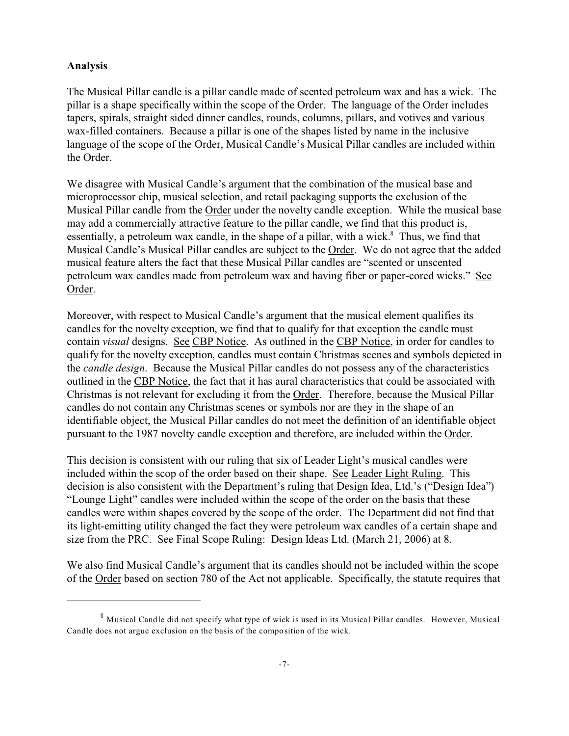**Analysis**

The Musical Pillar candle is a pillar candle made of scented petroleum wax and has a wick. The pillar is a shape specifically within the scope of the Order. The language of the Order includes tapers, spirals, straight sided dinner candles, rounds, columns, pillars, and votives and various wax-filled containers. Because a pillar is one of the shapes listed by name in the inclusive language of the scope of the Order, Musical Candle's Musical Pillar candles are included within the Order.

We disagree with Musical Candle's argument that the combination of the musical base and microprocessor chip, musical selection, and retail packaging supports the exclusion of the Musical Pillar candle from the Order under the novelty candle exception. While the musical base may add a commercially attractive feature to the pillar candle, we find that this product is, essentially, a petroleum wax candle, in the shape of a pillar, with a wick.[8] Thus, we find that Musical Candle's Musical Pillar candles are subject to the Order. We do not agree that the added musical feature alters the fact that these Musical Pillar candles are "scented or unscented petroleum wax candles made from petroleum wax and having fiber or paper-cored wicks." See Order.

Moreover, with respect to Musical Candle's argument that the musical element qualifies its candles for the novelty exception, we find that to qualify for that exception the candle must contain *visual* designs. See CBP Notice. As outlined in the CBP Notice, in order for candles to qualify for the novelty exception, candles must contain Christmas scenes and symbols depicted in the *candle design*. Because the Musical Pillar candles do not possess any of the characteristics outlined in the CBP Notice, the fact that it has aural characteristics that could be associated with Christmas is not relevant for excluding it from the Order. Therefore, because the Musical Pillar candles do not contain any Christmas scenes or symbols nor are they in the shape of an identifiable object, the Musical Pillar candles do not meet the definition of an identifiable object pursuant to the 1987 novelty candle exception and therefore, are included within the Order.

This decision is consistent with our ruling that six of Leader Light's musical candles were included within the scop of the order based on their shape. See Leader Light Ruling. This decision is also consistent with the Department's ruling that Design Idea, Ltd.'s ("Design Idea") "Lounge Light" candles were included within the scope of the order on the basis that these candles were within shapes covered by the scope of the order. The Department did not find that its light-emitting utility changed the fact they were petroleum wax candles of a certain shape and size from the PRC. See Final Scope Ruling: Design Ideas Ltd. (March 21, 2006) at 8.

We also find Musical Candle's argument that its candles should not be included within the scope of the Order based on section 780 of the Act not applicable. Specifically, the statute requires that

---

[8] Musical Candle did not specify what type of wick is used in its Musical Pillar candles. However, Musical Candle does not argue exclusion on the basis of the composition of the wick.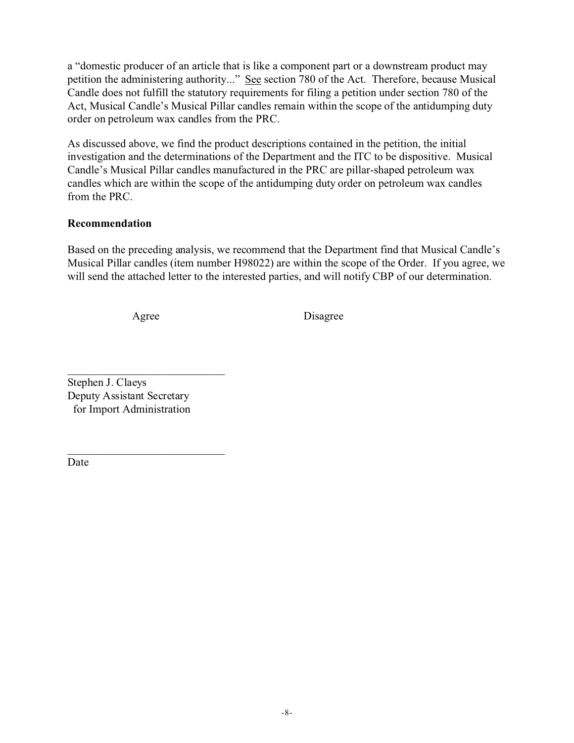a "domestic producer of an article that is like a component part or a downstream product may petition the administering authority..." See section 780 of the Act. Therefore, because Musical Candle does not fulfill the statutory requirements for filing a petition under section 780 of the Act, Musical Candle's Musical Pillar candles remain within the scope of the antidumping duty order on petroleum wax candles from the PRC.

As discussed above, we find the product descriptions contained in the petition, the initial investigation and the determinations of the Department and the ITC to be dispositive. Musical Candle's Musical Pillar candles manufactured in the PRC are pillar-shaped petroleum wax candles which are within the scope of the antidumping duty order on petroleum wax candles from the PRC.

**Recommendation**

Based on the preceding analysis, we recommend that the Department find that Musical Candle's Musical Pillar candles (item number H98022) are within the scope of the Order. If you agree, we will send the attached letter to the interested parties, and will notify CBP of our determination.

Agree　　　　　　　　　　Disagree

\_\_\_\_\_\_\_\_\_\_\_\_\_\_\_\_\_\_\_\_\_\_\_\_\_\_\_\_\_

Stephen J. Claeys
Deputy Assistant Secretary
for Import Administration

\_\_\_\_\_\_\_\_\_\_\_\_\_\_\_\_\_\_\_\_\_\_\_\_\_\_\_\_\_

Date